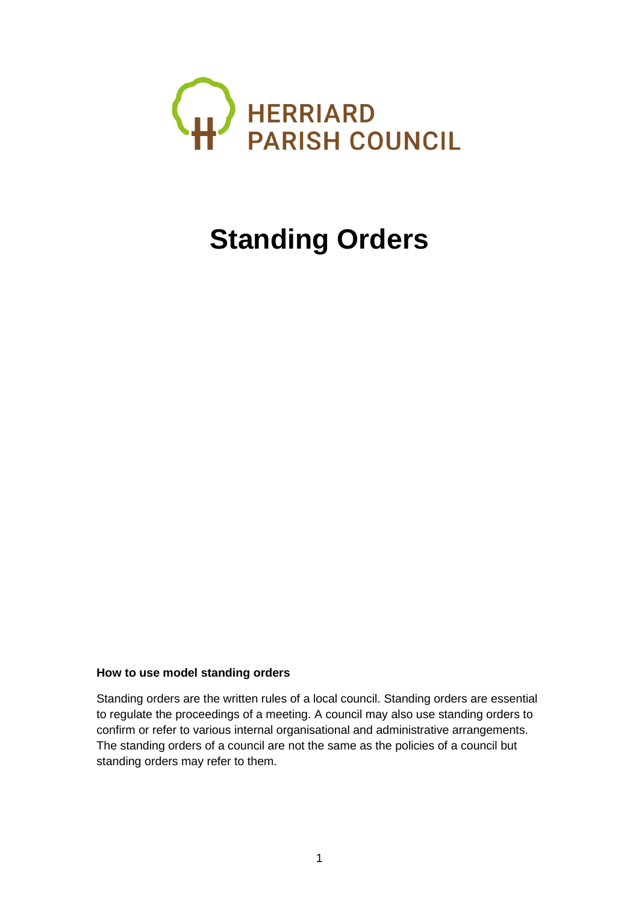HERRIARD
PARISH COUNCIL

# Standing Orders

**How to use model standing orders**

Standing orders are the written rules of a local council. Standing orders are essential to regulate the proceedings of a meeting. A council may also use standing orders to confirm or refer to various internal organisational and administrative arrangements. The standing orders of a council are not the same as the policies of a council but standing orders may refer to them.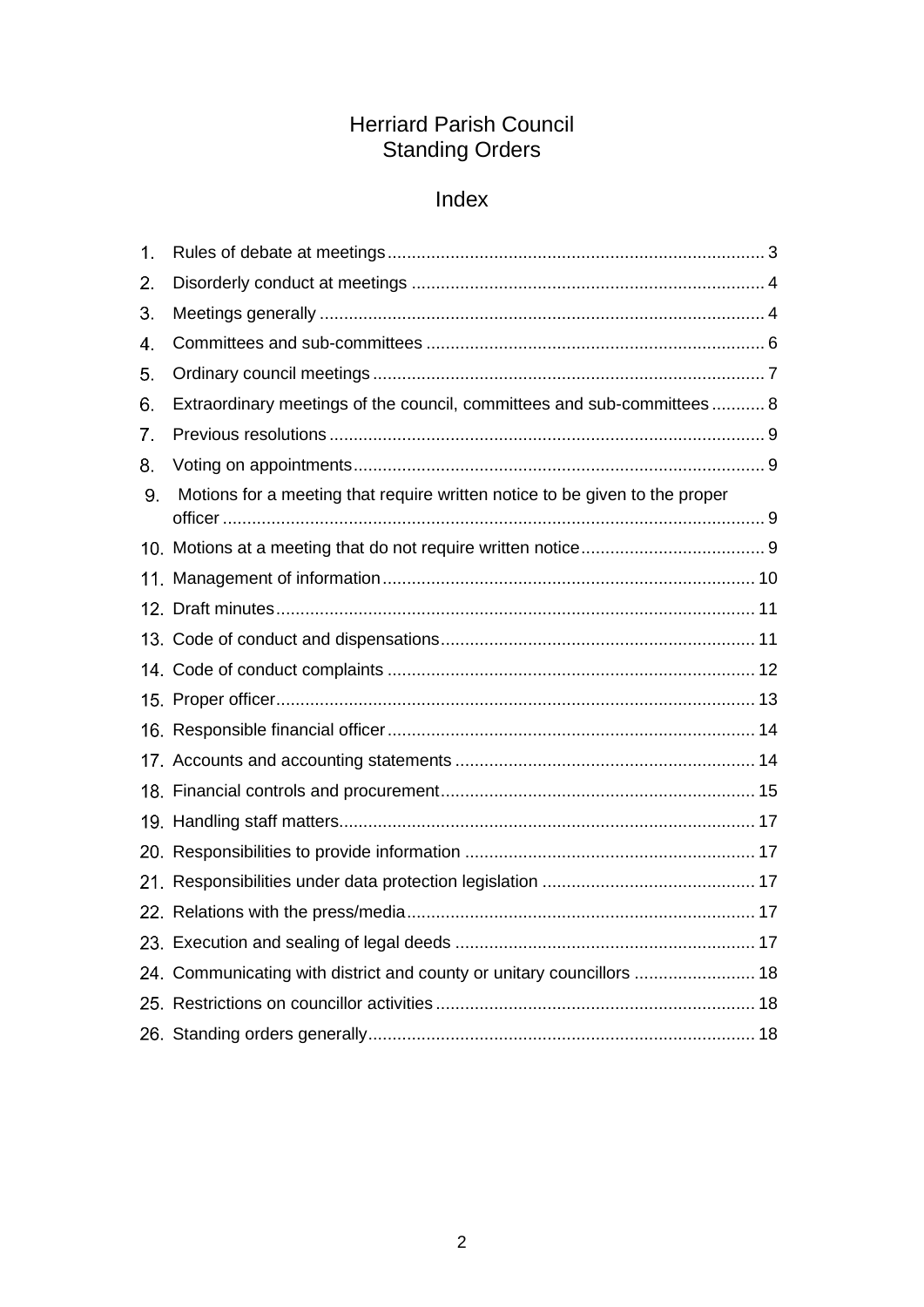# Herriard Parish Council
# Standing Orders

## Index

1. Rules of debate at meetings ............................................................................. 3
2. Disorderly conduct at meetings ......................................................................... 4
3. Meetings generally ........................................................................................... 4
4. Committees and sub-committees ...................................................................... 6
5. Ordinary council meetings ................................................................................. 7
6. Extraordinary meetings of the council, committees and sub-committees ........... 8
7. Previous resolutions .......................................................................................... 9
8. Voting on appointments ..................................................................................... 9
9. Motions for a meeting that require written notice to be given to the proper officer ................................................................................................................ 9
10. Motions at a meeting that do not require written notice ...................................... 9
11. Management of information ............................................................................ 10
12. Draft minutes .................................................................................................. 11
13. Code of conduct and dispensations ................................................................. 11
14. Code of conduct complaints ............................................................................ 12
15. Proper officer .................................................................................................. 13
16. Responsible financial officer ........................................................................... 14
17. Accounts and accounting statements .............................................................. 14
18. Financial controls and procurement ................................................................ 15
19. Handling staff matters ..................................................................................... 17
20. Responsibilities to provide information ............................................................ 17
21. Responsibilities under data protection legislation ............................................ 17
22. Relations with the press/media ........................................................................ 17
23. Execution and sealing of legal deeds .............................................................. 17
24. Communicating with district and county or unitary councillors ......................... 18
25. Restrictions on councillor activities .................................................................. 18
26. Standing orders generally ................................................................................ 18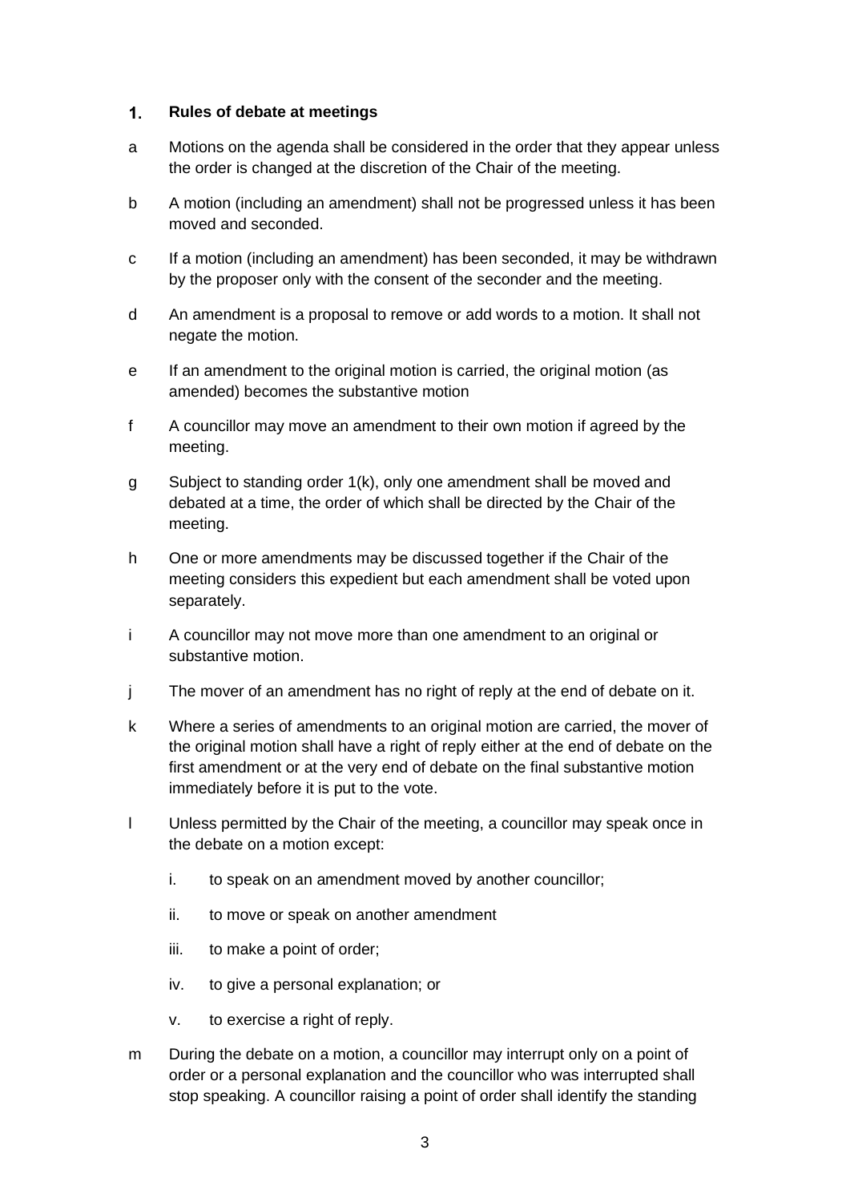## 1. Rules of debate at meetings

a Motions on the agenda shall be considered in the order that they appear unless the order is changed at the discretion of the Chair of the meeting.

b A motion (including an amendment) shall not be progressed unless it has been moved and seconded.

c If a motion (including an amendment) has been seconded, it may be withdrawn by the proposer only with the consent of the seconder and the meeting.

d An amendment is a proposal to remove or add words to a motion. It shall not negate the motion.

e If an amendment to the original motion is carried, the original motion (as amended) becomes the substantive motion

f A councillor may move an amendment to their own motion if agreed by the meeting.

g Subject to standing order 1(k), only one amendment shall be moved and debated at a time, the order of which shall be directed by the Chair of the meeting.

h One or more amendments may be discussed together if the Chair of the meeting considers this expedient but each amendment shall be voted upon separately.

i A councillor may not move more than one amendment to an original or substantive motion.

j The mover of an amendment has no right of reply at the end of debate on it.

k Where a series of amendments to an original motion are carried, the mover of the original motion shall have a right of reply either at the end of debate on the first amendment or at the very end of debate on the final substantive motion immediately before it is put to the vote.

l Unless permitted by the Chair of the meeting, a councillor may speak once in the debate on a motion except:

i. to speak on an amendment moved by another councillor;

ii. to move or speak on another amendment

iii. to make a point of order;

iv. to give a personal explanation; or

v. to exercise a right of reply.

m During the debate on a motion, a councillor may interrupt only on a point of order or a personal explanation and the councillor who was interrupted shall stop speaking. A councillor raising a point of order shall identify the standing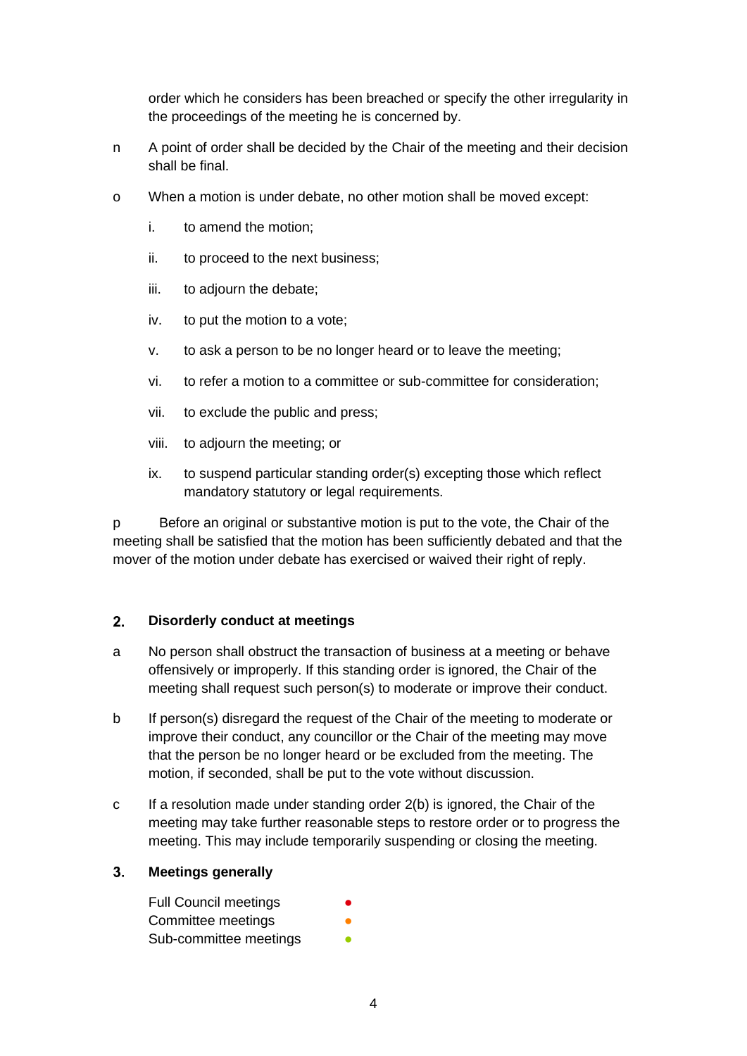order which he considers has been breached or specify the other irregularity in the proceedings of the meeting he is concerned by.

n A point of order shall be decided by the Chair of the meeting and their decision shall be final.

o When a motion is under debate, no other motion shall be moved except:

i. to amend the motion;

ii. to proceed to the next business;

iii. to adjourn the debate;

iv. to put the motion to a vote;

v. to ask a person to be no longer heard or to leave the meeting;

vi. to refer a motion to a committee or sub-committee for consideration;

vii. to exclude the public and press;

viii. to adjourn the meeting; or

ix. to suspend particular standing order(s) excepting those which reflect mandatory statutory or legal requirements.

p Before an original or substantive motion is put to the vote, the Chair of the meeting shall be satisfied that the motion has been sufficiently debated and that the mover of the motion under debate has exercised or waived their right of reply.

## 2. Disorderly conduct at meetings

a No person shall obstruct the transaction of business at a meeting or behave offensively or improperly. If this standing order is ignored, the Chair of the meeting shall request such person(s) to moderate or improve their conduct.

b If person(s) disregard the request of the Chair of the meeting to moderate or improve their conduct, any councillor or the Chair of the meeting may move that the person be no longer heard or be excluded from the meeting. The motion, if seconded, shall be put to the vote without discussion.

c If a resolution made under standing order 2(b) is ignored, the Chair of the meeting may take further reasonable steps to restore order or to progress the meeting. This may include temporarily suspending or closing the meeting.

## 3. Meetings generally

Full Council meetings ●
Committee meetings ●
Sub-committee meetings ●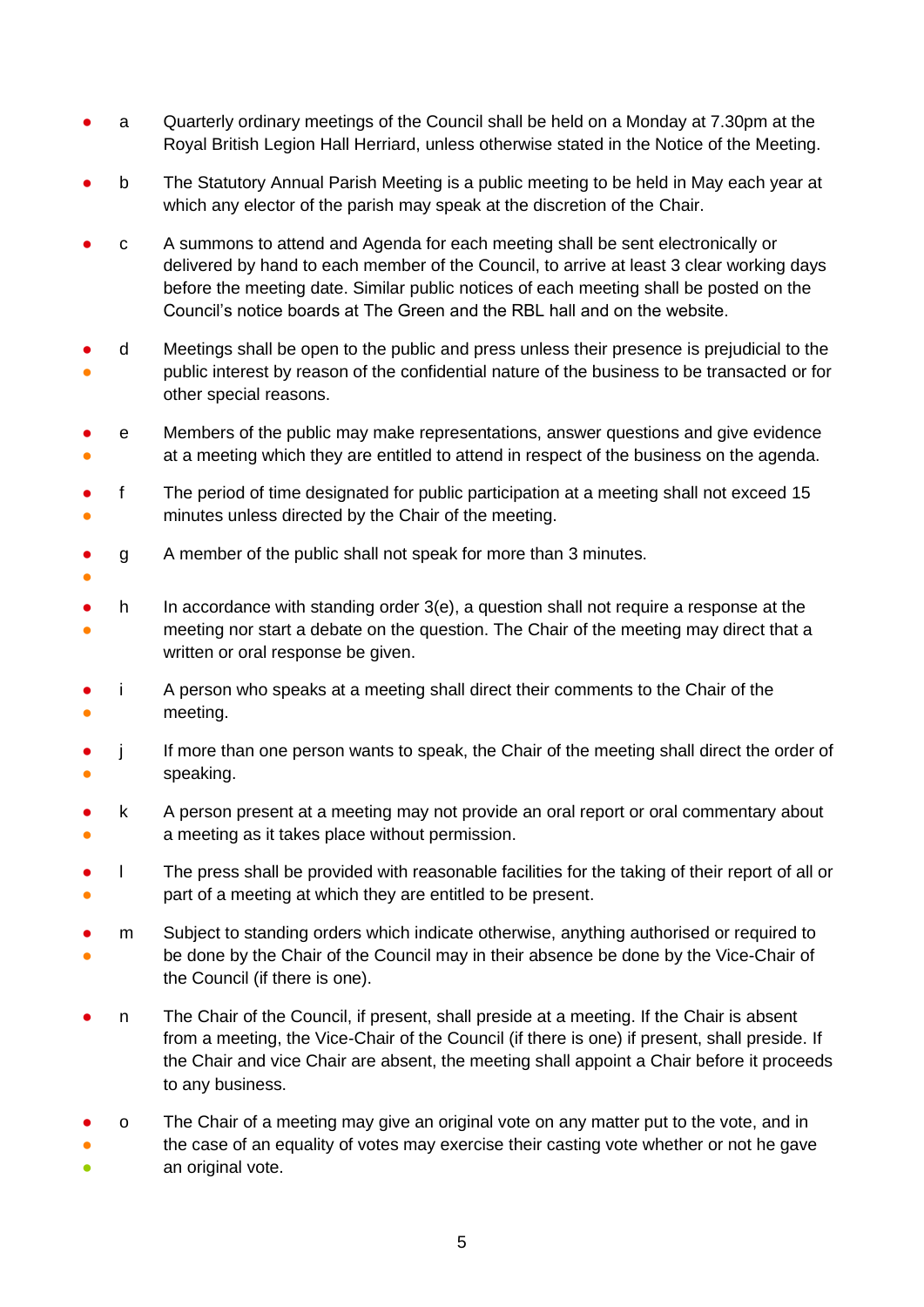- a Quarterly ordinary meetings of the Council shall be held on a Monday at 7.30pm at the Royal British Legion Hall Herriard, unless otherwise stated in the Notice of the Meeting.
- b The Statutory Annual Parish Meeting is a public meeting to be held in May each year at which any elector of the parish may speak at the discretion of the Chair.
- c A summons to attend and Agenda for each meeting shall be sent electronically or delivered by hand to each member of the Council, to arrive at least 3 clear working days before the meeting date. Similar public notices of each meeting shall be posted on the Council's notice boards at The Green and the RBL hall and on the website.
- d Meetings shall be open to the public and press unless their presence is prejudicial to the public interest by reason of the confidential nature of the business to be transacted or for other special reasons.
- e Members of the public may make representations, answer questions and give evidence at a meeting which they are entitled to attend in respect of the business on the agenda.
- f The period of time designated for public participation at a meeting shall not exceed 15 minutes unless directed by the Chair of the meeting.
- g A member of the public shall not speak for more than 3 minutes.
- h In accordance with standing order 3(e), a question shall not require a response at the meeting nor start a debate on the question. The Chair of the meeting may direct that a written or oral response be given.
- i A person who speaks at a meeting shall direct their comments to the Chair of the meeting.
- j If more than one person wants to speak, the Chair of the meeting shall direct the order of speaking.
- k A person present at a meeting may not provide an oral report or oral commentary about a meeting as it takes place without permission.
- l The press shall be provided with reasonable facilities for the taking of their report of all or part of a meeting at which they are entitled to be present.
- m Subject to standing orders which indicate otherwise, anything authorised or required to be done by the Chair of the Council may in their absence be done by the Vice-Chair of the Council (if there is one).
- n The Chair of the Council, if present, shall preside at a meeting. If the Chair is absent from a meeting, the Vice-Chair of the Council (if there is one) if present, shall preside. If the Chair and vice Chair are absent, the meeting shall appoint a Chair before it proceeds to any business.
- o The Chair of a meeting may give an original vote on any matter put to the vote, and in the case of an equality of votes may exercise their casting vote whether or not he gave an original vote.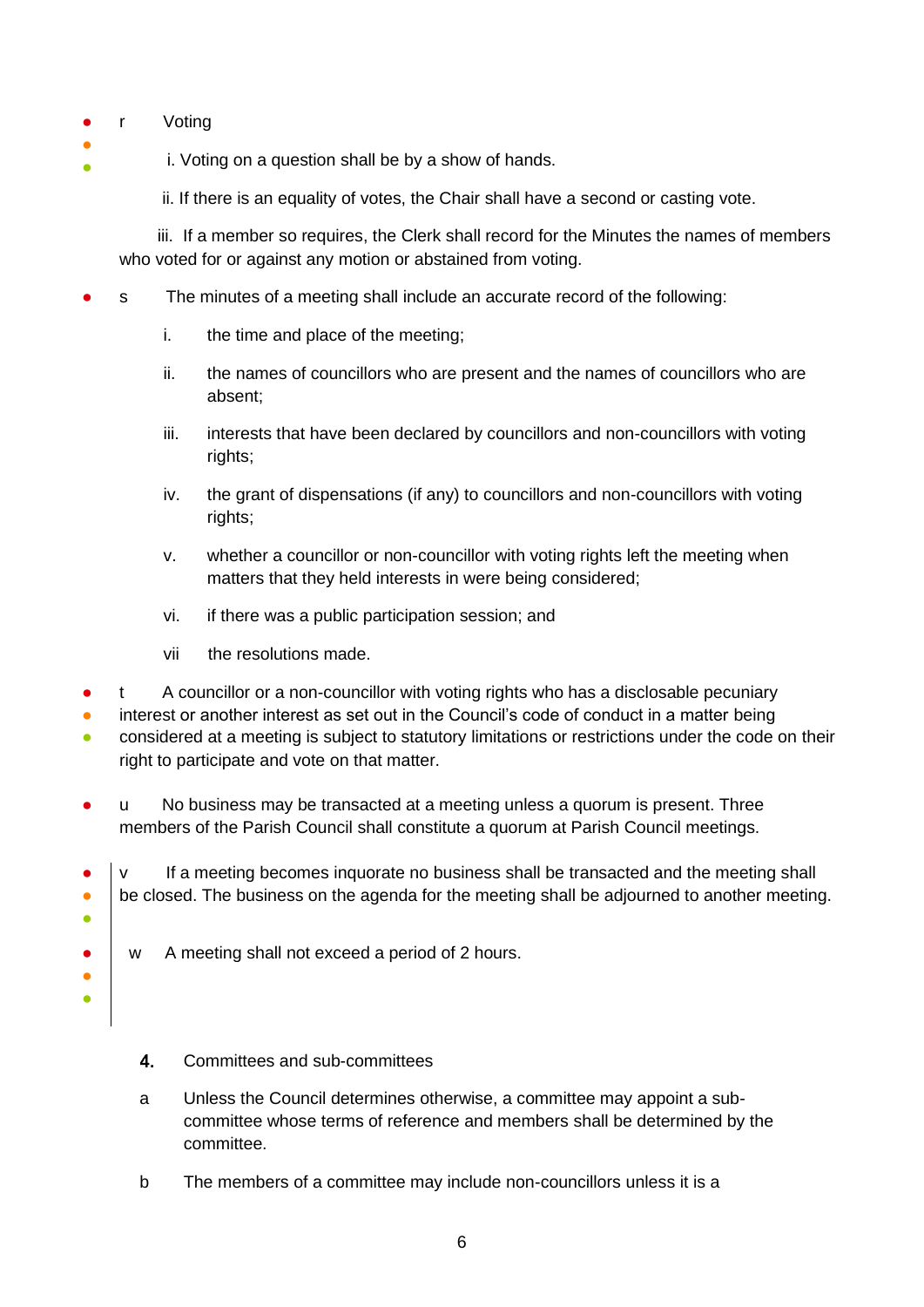r Voting

i. Voting on a question shall be by a show of hands.

ii. If there is an equality of votes, the Chair shall have a second or casting vote.

iii. If a member so requires, the Clerk shall record for the Minutes the names of members who voted for or against any motion or abstained from voting.

s The minutes of a meeting shall include an accurate record of the following:

i. the time and place of the meeting;

ii. the names of councillors who are present and the names of councillors who are absent;

iii. interests that have been declared by councillors and non-councillors with voting rights;

iv. the grant of dispensations (if any) to councillors and non-councillors with voting rights;

v. whether a councillor or non-councillor with voting rights left the meeting when matters that they held interests in were being considered;

vi. if there was a public participation session; and

vii the resolutions made.

t A councillor or a non-councillor with voting rights who has a disclosable pecuniary interest or another interest as set out in the Council's code of conduct in a matter being considered at a meeting is subject to statutory limitations or restrictions under the code on their right to participate and vote on that matter.

u No business may be transacted at a meeting unless a quorum is present. Three members of the Parish Council shall constitute a quorum at Parish Council meetings.

v If a meeting becomes inquorate no business shall be transacted and the meeting shall be closed. The business on the agenda for the meeting shall be adjourned to another meeting.

w A meeting shall not exceed a period of 2 hours.

## 4. Committees and sub-committees

a Unless the Council determines otherwise, a committee may appoint a sub-committee whose terms of reference and members shall be determined by the committee.

b The members of a committee may include non-councillors unless it is a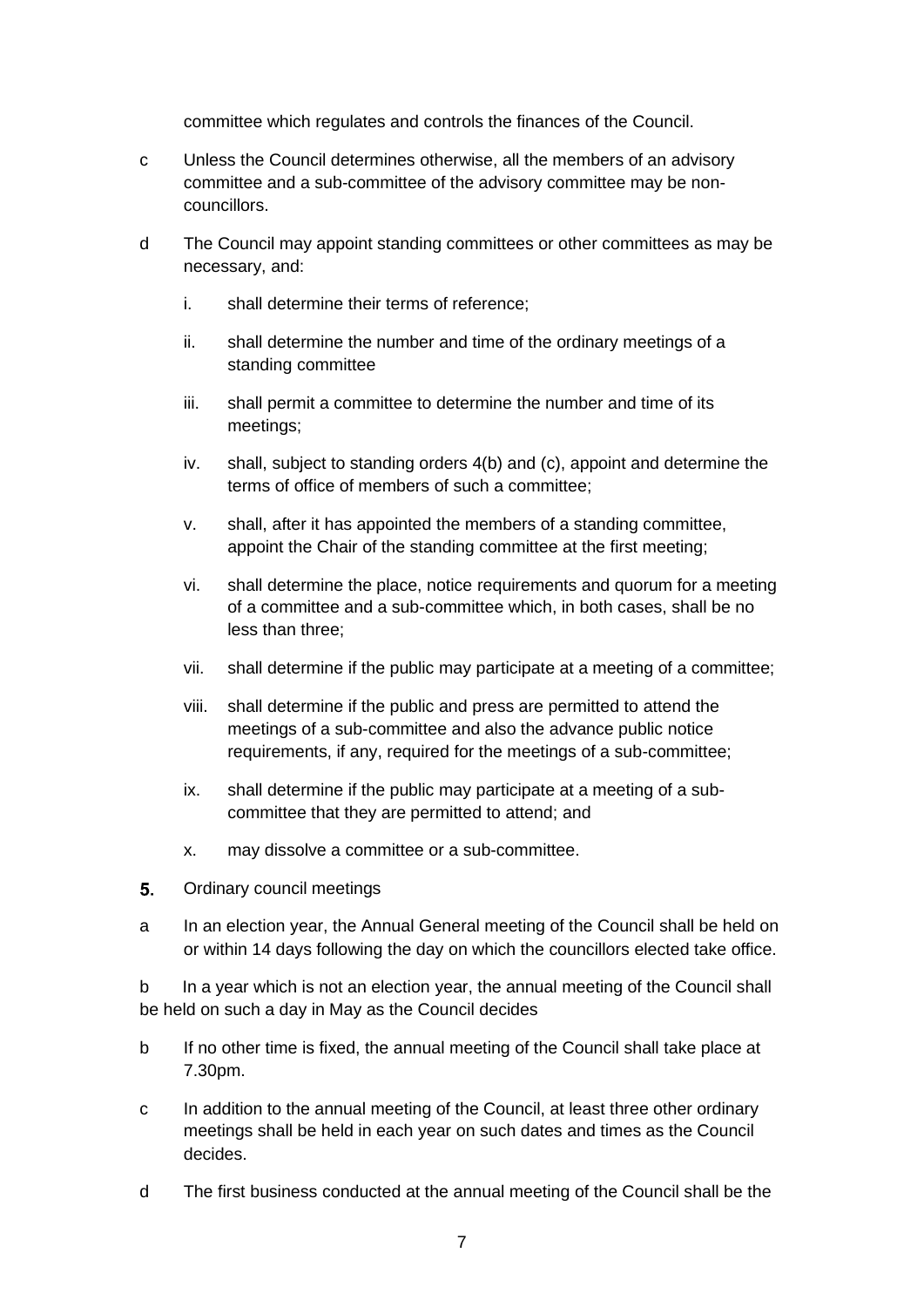committee which regulates and controls the finances of the Council.

c Unless the Council determines otherwise, all the members of an advisory committee and a sub-committee of the advisory committee may be non-councillors.

d The Council may appoint standing committees or other committees as may be necessary, and:

   i. shall determine their terms of reference;

   ii. shall determine the number and time of the ordinary meetings of a standing committee

   iii. shall permit a committee to determine the number and time of its meetings;

   iv. shall, subject to standing orders 4(b) and (c), appoint and determine the terms of office of members of such a committee;

   v. shall, after it has appointed the members of a standing committee, appoint the Chair of the standing committee at the first meeting;

   vi. shall determine the place, notice requirements and quorum for a meeting of a committee and a sub-committee which, in both cases, shall be no less than three;

   vii. shall determine if the public may participate at a meeting of a committee;

   viii. shall determine if the public and press are permitted to attend the meetings of a sub-committee and also the advance public notice requirements, if any, required for the meetings of a sub-committee;

   ix. shall determine if the public may participate at a meeting of a sub-committee that they are permitted to attend; and

   x. may dissolve a committee or a sub-committee.

**5.** Ordinary council meetings

a In an election year, the Annual General meeting of the Council shall be held on or within 14 days following the day on which the councillors elected take office.

b In a year which is not an election year, the annual meeting of the Council shall be held on such a day in May as the Council decides

b If no other time is fixed, the annual meeting of the Council shall take place at 7.30pm.

c In addition to the annual meeting of the Council, at least three other ordinary meetings shall be held in each year on such dates and times as the Council decides.

d The first business conducted at the annual meeting of the Council shall be the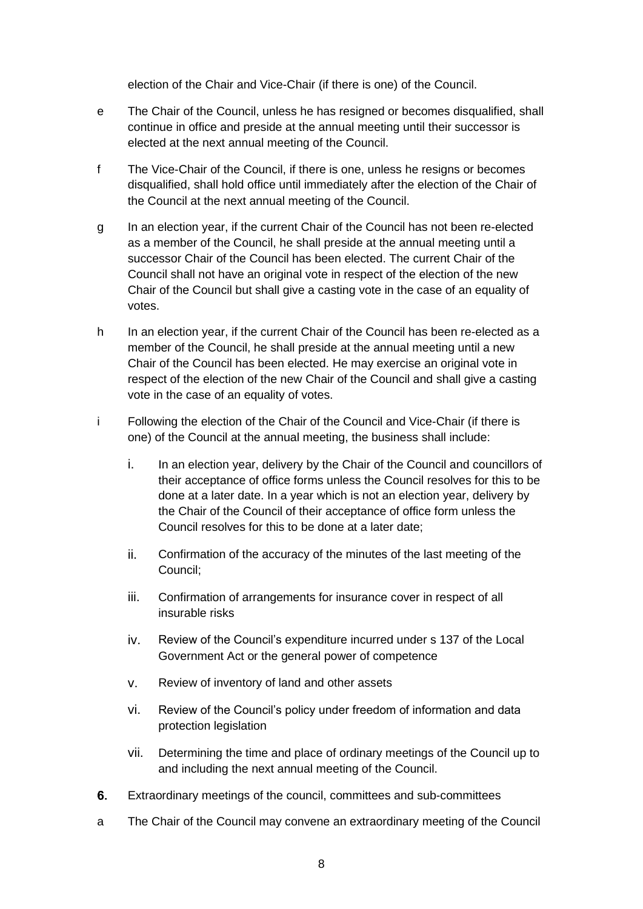election of the Chair and Vice-Chair (if there is one) of the Council.

e The Chair of the Council, unless he has resigned or becomes disqualified, shall continue in office and preside at the annual meeting until their successor is elected at the next annual meeting of the Council.

f The Vice-Chair of the Council, if there is one, unless he resigns or becomes disqualified, shall hold office until immediately after the election of the Chair of the Council at the next annual meeting of the Council.

g In an election year, if the current Chair of the Council has not been re-elected as a member of the Council, he shall preside at the annual meeting until a successor Chair of the Council has been elected. The current Chair of the Council shall not have an original vote in respect of the election of the new Chair of the Council but shall give a casting vote in the case of an equality of votes.

h In an election year, if the current Chair of the Council has been re-elected as a member of the Council, he shall preside at the annual meeting until a new Chair of the Council has been elected. He may exercise an original vote in respect of the election of the new Chair of the Council and shall give a casting vote in the case of an equality of votes.

i Following the election of the Chair of the Council and Vice-Chair (if there is one) of the Council at the annual meeting, the business shall include:

   i. In an election year, delivery by the Chair of the Council and councillors of their acceptance of office forms unless the Council resolves for this to be done at a later date. In a year which is not an election year, delivery by the Chair of the Council of their acceptance of office form unless the Council resolves for this to be done at a later date;

   ii. Confirmation of the accuracy of the minutes of the last meeting of the Council;

   iii. Confirmation of arrangements for insurance cover in respect of all insurable risks

   iv. Review of the Council's expenditure incurred under s 137 of the Local Government Act or the general power of competence

   v. Review of inventory of land and other assets

   vi. Review of the Council's policy under freedom of information and data protection legislation

   vii. Determining the time and place of ordinary meetings of the Council up to and including the next annual meeting of the Council.

**6.** Extraordinary meetings of the council, committees and sub-committees

a The Chair of the Council may convene an extraordinary meeting of the Council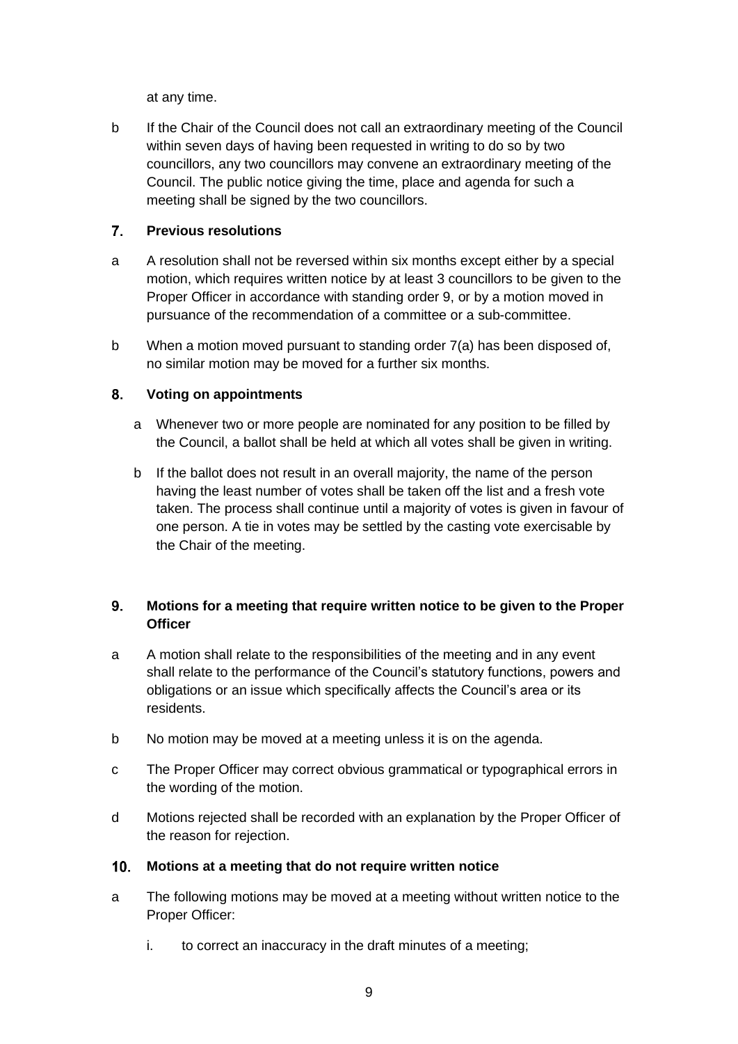at any time.

b If the Chair of the Council does not call an extraordinary meeting of the Council within seven days of having been requested in writing to do so by two councillors, any two councillors may convene an extraordinary meeting of the Council. The public notice giving the time, place and agenda for such a meeting shall be signed by the two councillors.

## 7. Previous resolutions

a A resolution shall not be reversed within six months except either by a special motion, which requires written notice by at least 3 councillors to be given to the Proper Officer in accordance with standing order 9, or by a motion moved in pursuance of the recommendation of a committee or a sub-committee.

b When a motion moved pursuant to standing order 7(a) has been disposed of, no similar motion may be moved for a further six months.

## 8. Voting on appointments

a Whenever two or more people are nominated for any position to be filled by the Council, a ballot shall be held at which all votes shall be given in writing.

b If the ballot does not result in an overall majority, the name of the person having the least number of votes shall be taken off the list and a fresh vote taken. The process shall continue until a majority of votes is given in favour of one person. A tie in votes may be settled by the casting vote exercisable by the Chair of the meeting.

## 9. Motions for a meeting that require written notice to be given to the Proper Officer

a A motion shall relate to the responsibilities of the meeting and in any event shall relate to the performance of the Council's statutory functions, powers and obligations or an issue which specifically affects the Council's area or its residents.

b No motion may be moved at a meeting unless it is on the agenda.

c The Proper Officer may correct obvious grammatical or typographical errors in the wording of the motion.

d Motions rejected shall be recorded with an explanation by the Proper Officer of the reason for rejection.

## 10. Motions at a meeting that do not require written notice

a The following motions may be moved at a meeting without written notice to the Proper Officer:

   i. to correct an inaccuracy in the draft minutes of a meeting;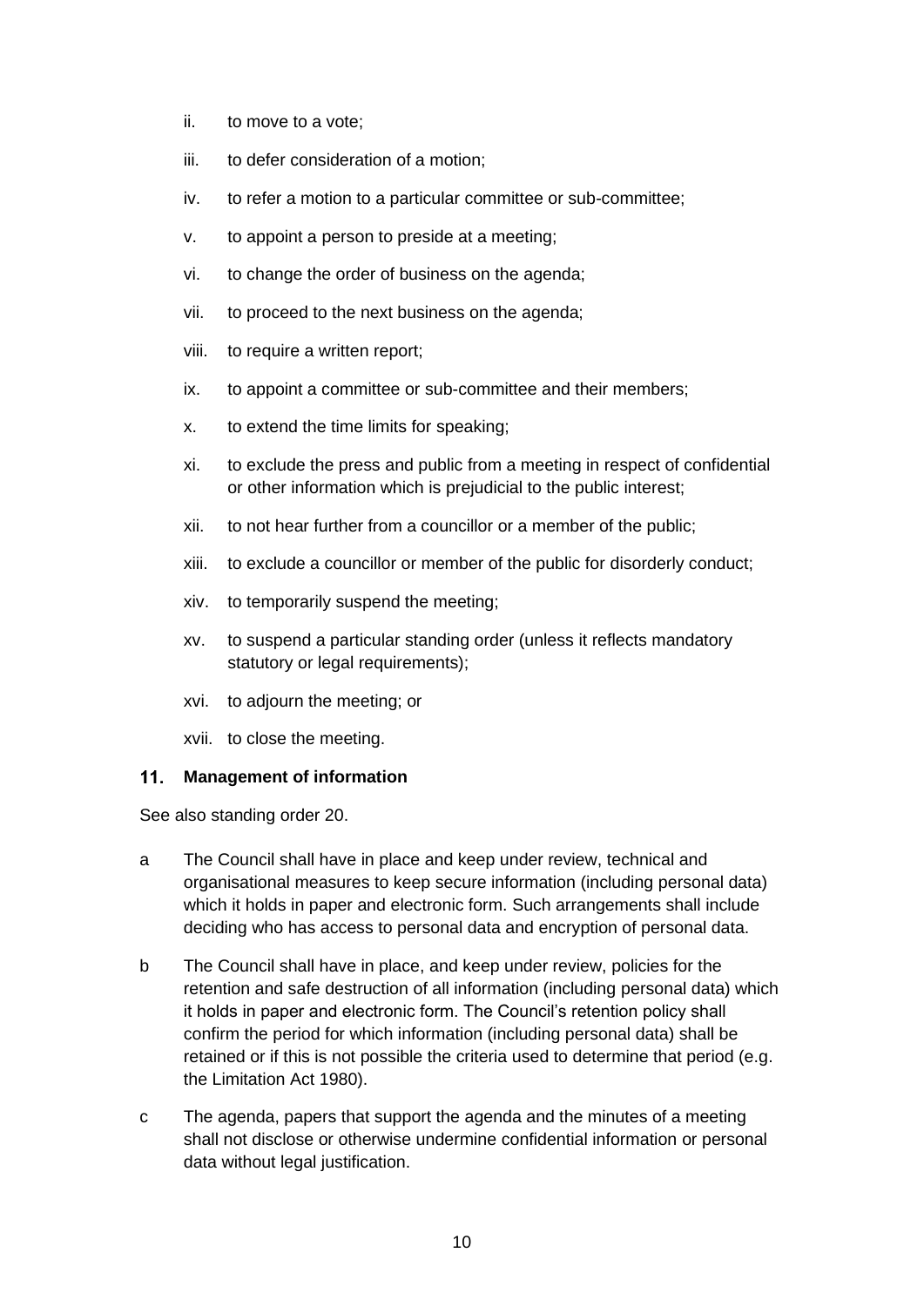ii. to move to a vote;

iii. to defer consideration of a motion;

iv. to refer a motion to a particular committee or sub-committee;

v. to appoint a person to preside at a meeting;

vi. to change the order of business on the agenda;

vii. to proceed to the next business on the agenda;

viii. to require a written report;

ix. to appoint a committee or sub-committee and their members;

x. to extend the time limits for speaking;

xi. to exclude the press and public from a meeting in respect of confidential or other information which is prejudicial to the public interest;

xii. to not hear further from a councillor or a member of the public;

xiii. to exclude a councillor or member of the public for disorderly conduct;

xiv. to temporarily suspend the meeting;

xv. to suspend a particular standing order (unless it reflects mandatory statutory or legal requirements);

xvi. to adjourn the meeting; or

xvii. to close the meeting.

## 11. Management of information

See also standing order 20.

a The Council shall have in place and keep under review, technical and organisational measures to keep secure information (including personal data) which it holds in paper and electronic form. Such arrangements shall include deciding who has access to personal data and encryption of personal data.

b The Council shall have in place, and keep under review, policies for the retention and safe destruction of all information (including personal data) which it holds in paper and electronic form. The Council's retention policy shall confirm the period for which information (including personal data) shall be retained or if this is not possible the criteria used to determine that period (e.g. the Limitation Act 1980).

c The agenda, papers that support the agenda and the minutes of a meeting shall not disclose or otherwise undermine confidential information or personal data without legal justification.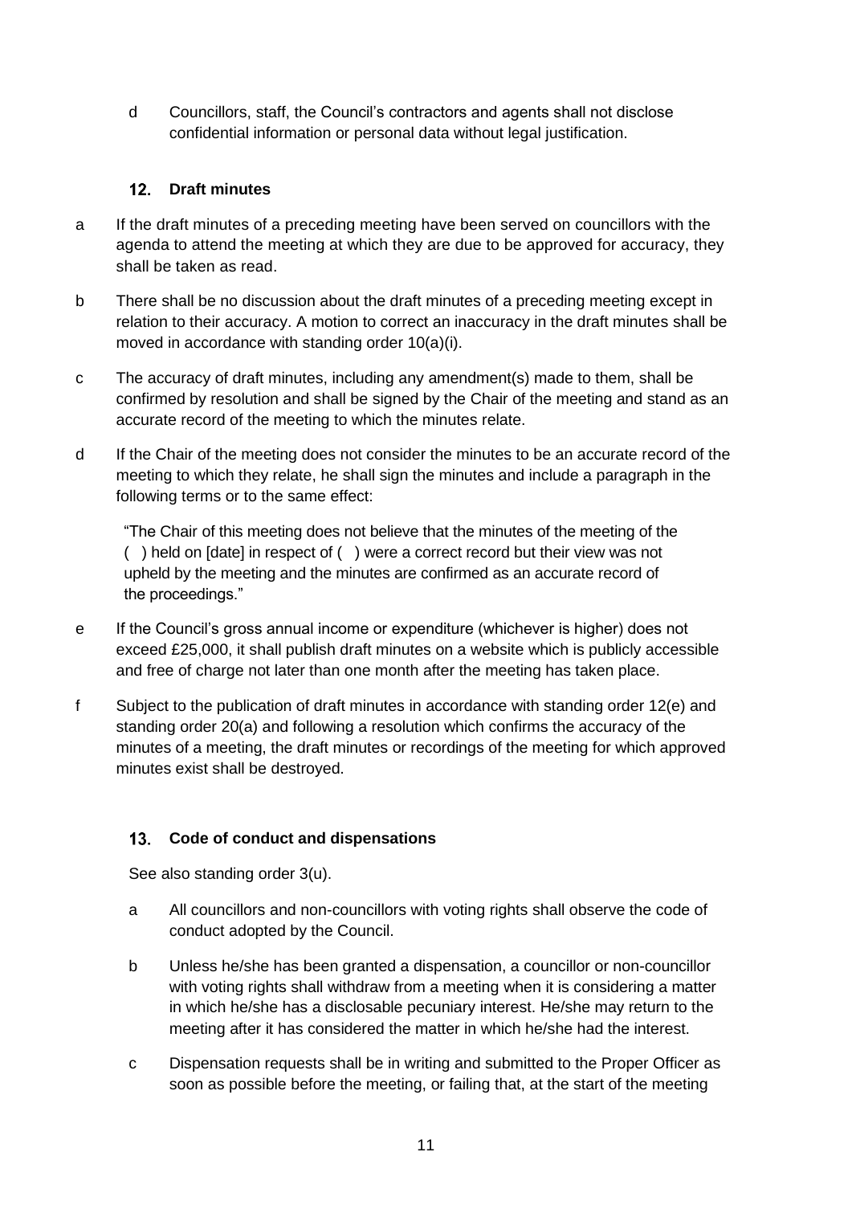d Councillors, staff, the Council's contractors and agents shall not disclose confidential information or personal data without legal justification.

## 12. Draft minutes

a If the draft minutes of a preceding meeting have been served on councillors with the agenda to attend the meeting at which they are due to be approved for accuracy, they shall be taken as read.

b There shall be no discussion about the draft minutes of a preceding meeting except in relation to their accuracy. A motion to correct an inaccuracy in the draft minutes shall be moved in accordance with standing order 10(a)(i).

c The accuracy of draft minutes, including any amendment(s) made to them, shall be confirmed by resolution and shall be signed by the Chair of the meeting and stand as an accurate record of the meeting to which the minutes relate.

d If the Chair of the meeting does not consider the minutes to be an accurate record of the meeting to which they relate, he shall sign the minutes and include a paragraph in the following terms or to the same effect:

"The Chair of this meeting does not believe that the minutes of the meeting of the ( ) held on [date] in respect of ( ) were a correct record but their view was not upheld by the meeting and the minutes are confirmed as an accurate record of the proceedings."

e If the Council's gross annual income or expenditure (whichever is higher) does not exceed £25,000, it shall publish draft minutes on a website which is publicly accessible and free of charge not later than one month after the meeting has taken place.

f Subject to the publication of draft minutes in accordance with standing order 12(e) and standing order 20(a) and following a resolution which confirms the accuracy of the minutes of a meeting, the draft minutes or recordings of the meeting for which approved minutes exist shall be destroyed.

## 13. Code of conduct and dispensations

See also standing order 3(u).

a All councillors and non-councillors with voting rights shall observe the code of conduct adopted by the Council.

b Unless he/she has been granted a dispensation, a councillor or non-councillor with voting rights shall withdraw from a meeting when it is considering a matter in which he/she has a disclosable pecuniary interest. He/she may return to the meeting after it has considered the matter in which he/she had the interest.

c Dispensation requests shall be in writing and submitted to the Proper Officer as soon as possible before the meeting, or failing that, at the start of the meeting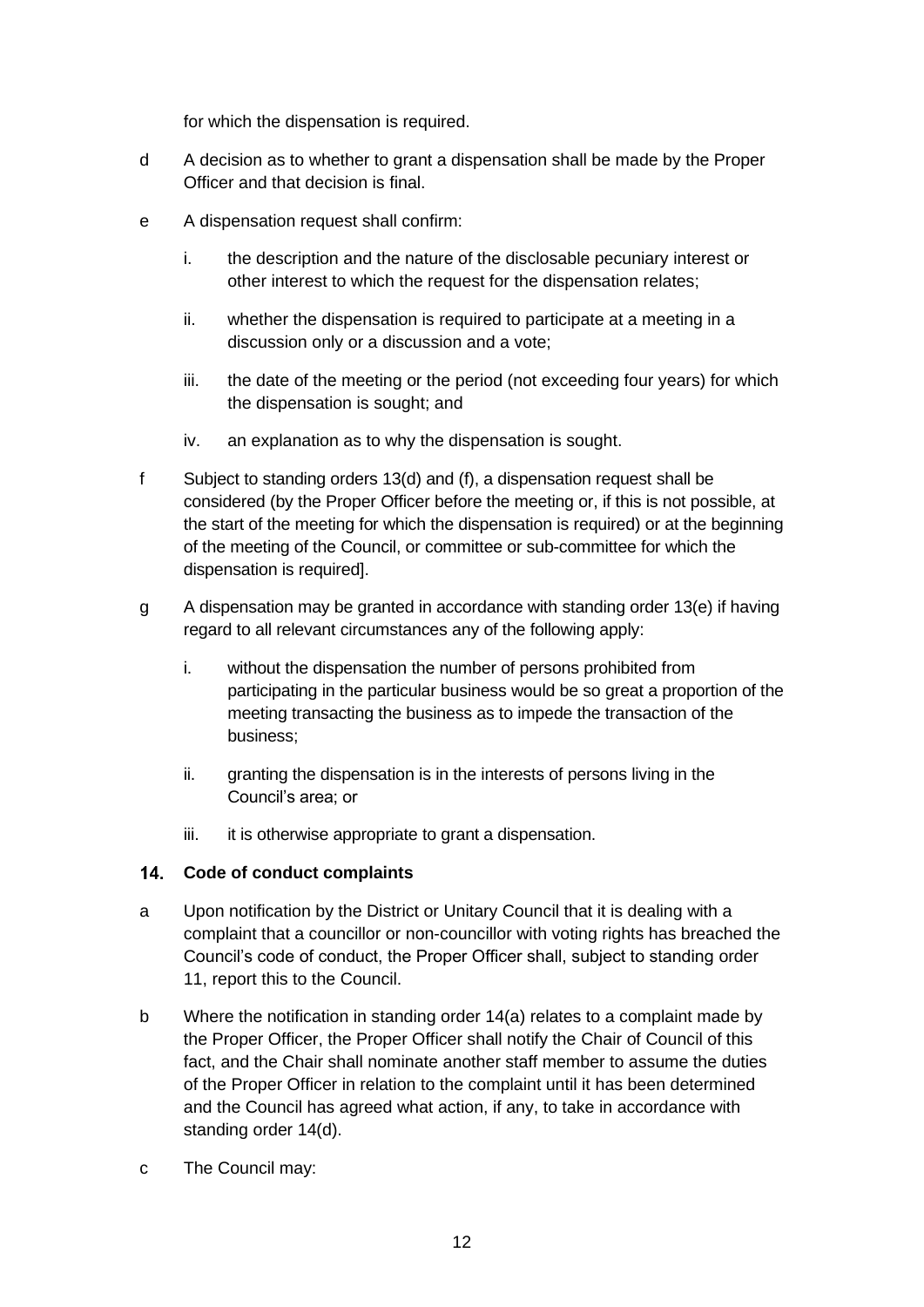for which the dispensation is required.

d A decision as to whether to grant a dispensation shall be made by the Proper Officer and that decision is final.

e A dispensation request shall confirm:

  i. the description and the nature of the disclosable pecuniary interest or other interest to which the request for the dispensation relates;

  ii. whether the dispensation is required to participate at a meeting in a discussion only or a discussion and a vote;

  iii. the date of the meeting or the period (not exceeding four years) for which the dispensation is sought; and

  iv. an explanation as to why the dispensation is sought.

f Subject to standing orders 13(d) and (f), a dispensation request shall be considered (by the Proper Officer before the meeting or, if this is not possible, at the start of the meeting for which the dispensation is required) or at the beginning of the meeting of the Council, or committee or sub-committee for which the dispensation is required].

g A dispensation may be granted in accordance with standing order 13(e) if having regard to all relevant circumstances any of the following apply:

  i. without the dispensation the number of persons prohibited from participating in the particular business would be so great a proportion of the meeting transacting the business as to impede the transaction of the business;

  ii. granting the dispensation is in the interests of persons living in the Council's area; or

  iii. it is otherwise appropriate to grant a dispensation.

### 14. Code of conduct complaints

a Upon notification by the District or Unitary Council that it is dealing with a complaint that a councillor or non-councillor with voting rights has breached the Council's code of conduct, the Proper Officer shall, subject to standing order 11, report this to the Council.

b Where the notification in standing order 14(a) relates to a complaint made by the Proper Officer, the Proper Officer shall notify the Chair of Council of this fact, and the Chair shall nominate another staff member to assume the duties of the Proper Officer in relation to the complaint until it has been determined and the Council has agreed what action, if any, to take in accordance with standing order 14(d).

c The Council may: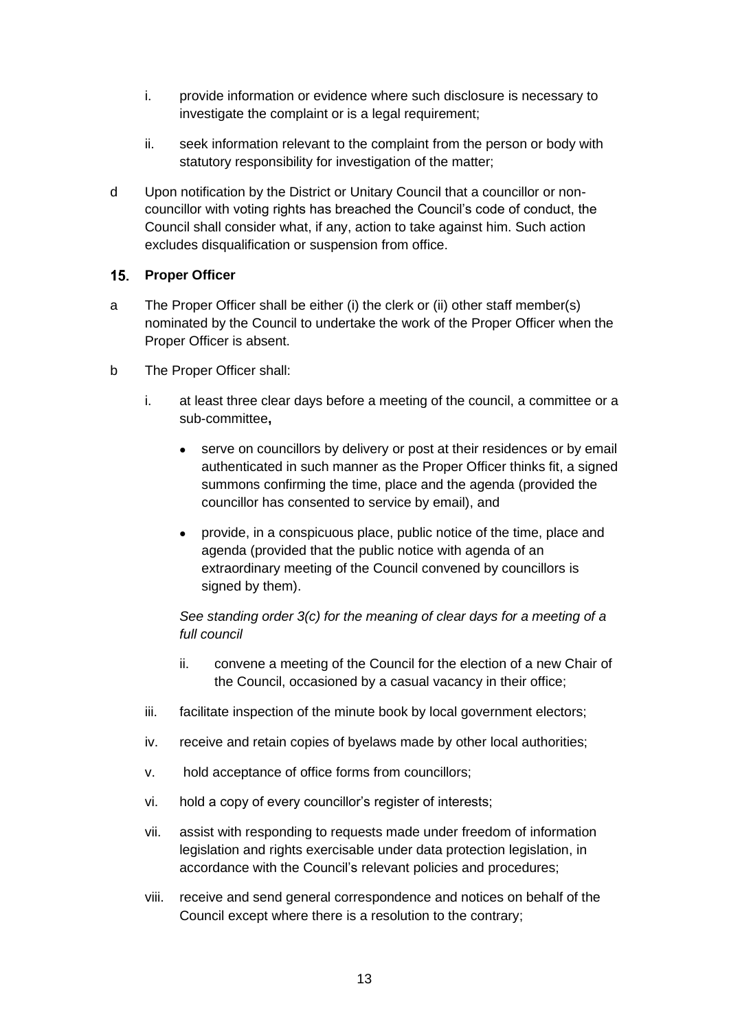i. provide information or evidence where such disclosure is necessary to investigate the complaint or is a legal requirement;

ii. seek information relevant to the complaint from the person or body with statutory responsibility for investigation of the matter;

d Upon notification by the District or Unitary Council that a councillor or non-councillor with voting rights has breached the Council's code of conduct, the Council shall consider what, if any, action to take against him. Such action excludes disqualification or suspension from office.

## 15. Proper Officer

a The Proper Officer shall be either (i) the clerk or (ii) other staff member(s) nominated by the Council to undertake the work of the Proper Officer when the Proper Officer is absent.

b The Proper Officer shall:

i. at least three clear days before a meeting of the council, a committee or a sub-committee**,**

- serve on councillors by delivery or post at their residences or by email authenticated in such manner as the Proper Officer thinks fit, a signed summons confirming the time, place and the agenda (provided the councillor has consented to service by email), and
- provide, in a conspicuous place, public notice of the time, place and agenda (provided that the public notice with agenda of an extraordinary meeting of the Council convened by councillors is signed by them).

*See standing order 3(c) for the meaning of clear days for a meeting of a full council*

ii. convene a meeting of the Council for the election of a new Chair of the Council, occasioned by a casual vacancy in their office;

iii. facilitate inspection of the minute book by local government electors;

iv. receive and retain copies of byelaws made by other local authorities;

v. hold acceptance of office forms from councillors;

vi. hold a copy of every councillor's register of interests;

vii. assist with responding to requests made under freedom of information legislation and rights exercisable under data protection legislation, in accordance with the Council's relevant policies and procedures;

viii. receive and send general correspondence and notices on behalf of the Council except where there is a resolution to the contrary;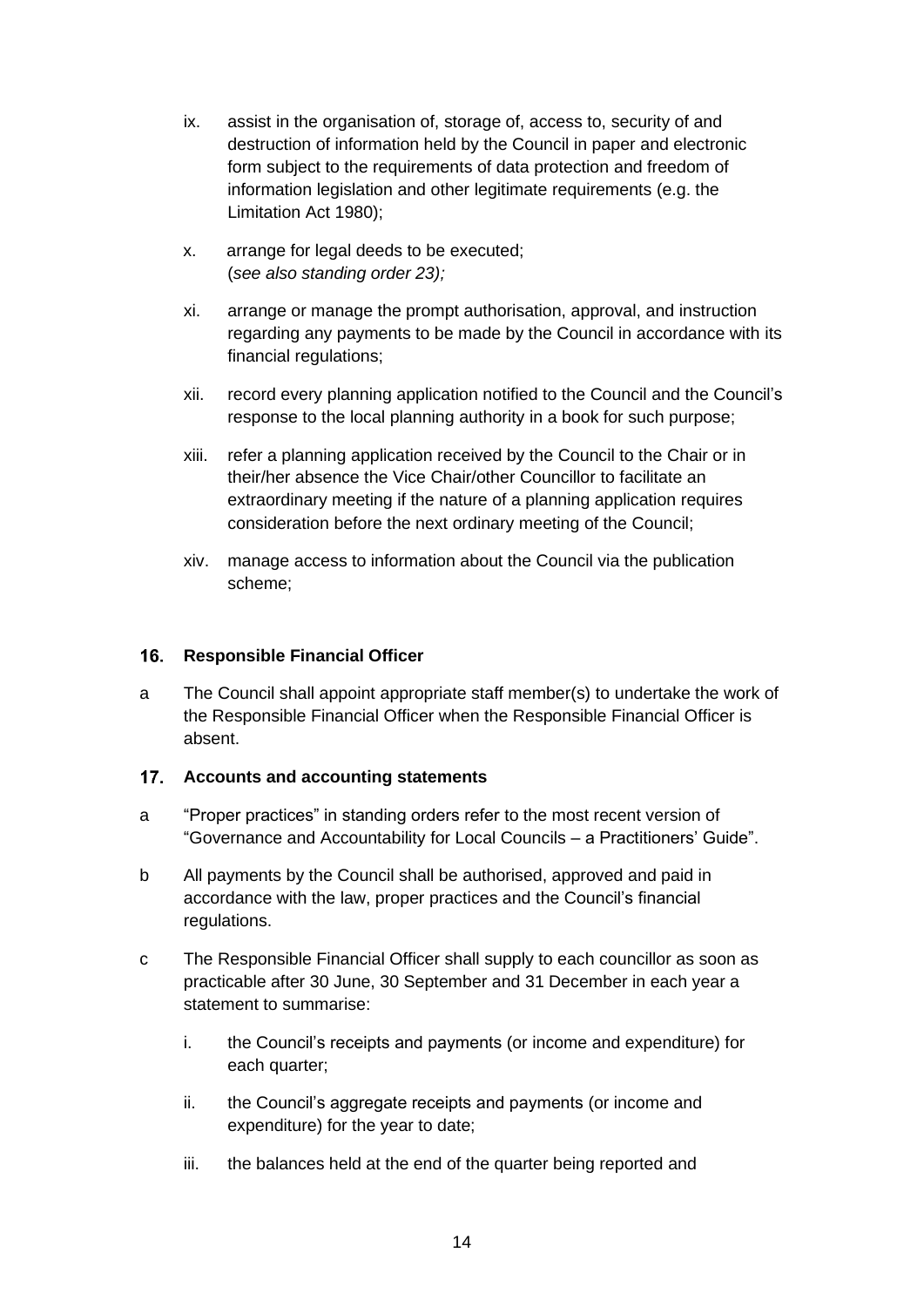ix. assist in the organisation of, storage of, access to, security of and destruction of information held by the Council in paper and electronic form subject to the requirements of data protection and freedom of information legislation and other legitimate requirements (e.g. the Limitation Act 1980);

x. arrange for legal deeds to be executed;
(*see also standing order 23);*

xi. arrange or manage the prompt authorisation, approval, and instruction regarding any payments to be made by the Council in accordance with its financial regulations;

xii. record every planning application notified to the Council and the Council's response to the local planning authority in a book for such purpose;

xiii. refer a planning application received by the Council to the Chair or in their/her absence the Vice Chair/other Councillor to facilitate an extraordinary meeting if the nature of a planning application requires consideration before the next ordinary meeting of the Council;

xiv. manage access to information about the Council via the publication scheme;

## 16. Responsible Financial Officer

a The Council shall appoint appropriate staff member(s) to undertake the work of the Responsible Financial Officer when the Responsible Financial Officer is absent.

## 17. Accounts and accounting statements

a "Proper practices" in standing orders refer to the most recent version of "Governance and Accountability for Local Councils – a Practitioners' Guide".

b All payments by the Council shall be authorised, approved and paid in accordance with the law, proper practices and the Council's financial regulations.

c The Responsible Financial Officer shall supply to each councillor as soon as practicable after 30 June, 30 September and 31 December in each year a statement to summarise:

i. the Council's receipts and payments (or income and expenditure) for each quarter;

ii. the Council's aggregate receipts and payments (or income and expenditure) for the year to date;

iii. the balances held at the end of the quarter being reported and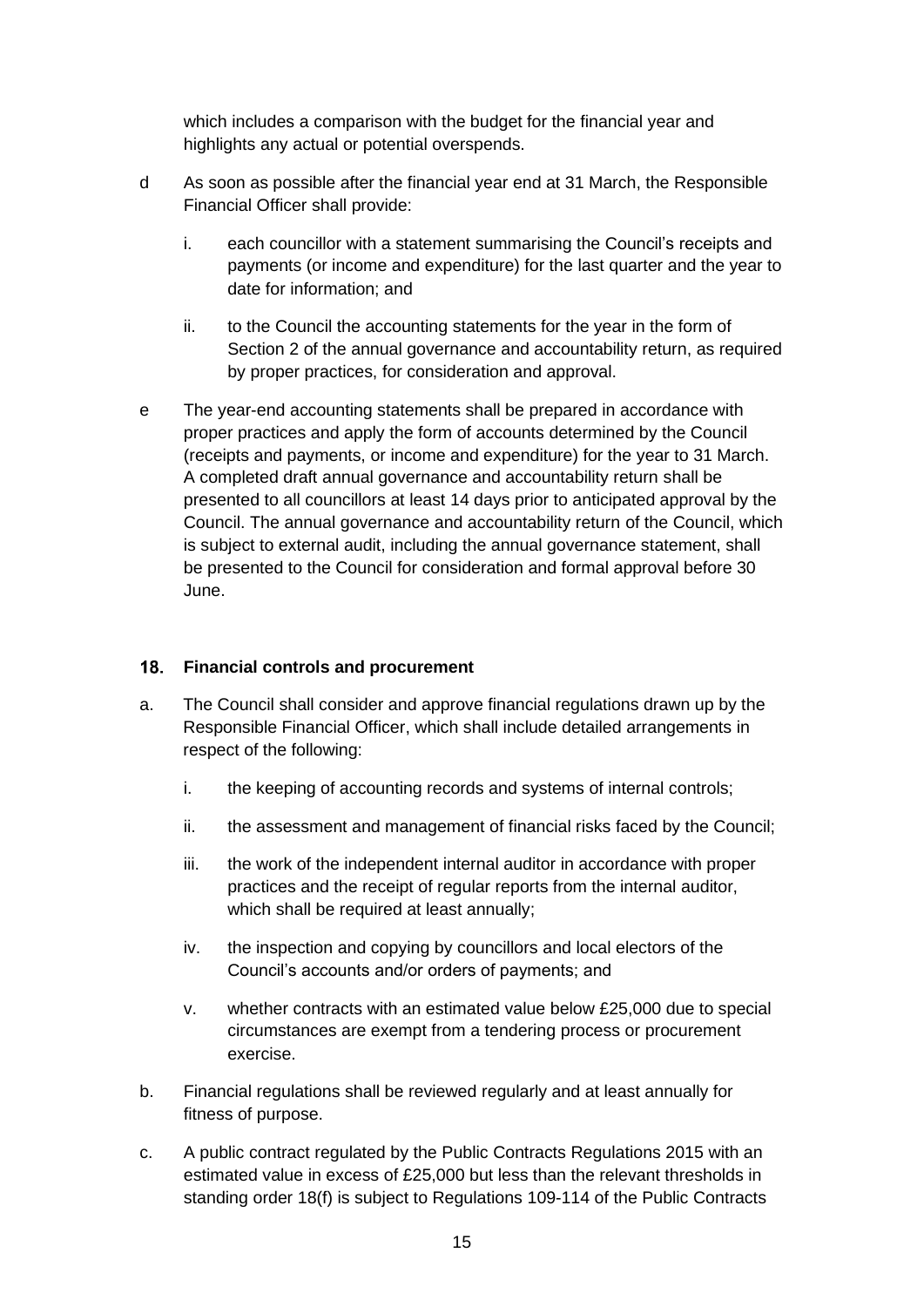which includes a comparison with the budget for the financial year and highlights any actual or potential overspends.

d As soon as possible after the financial year end at 31 March, the Responsible Financial Officer shall provide:

   i. each councillor with a statement summarising the Council's receipts and payments (or income and expenditure) for the last quarter and the year to date for information; and

   ii. to the Council the accounting statements for the year in the form of Section 2 of the annual governance and accountability return, as required by proper practices, for consideration and approval.

e The year-end accounting statements shall be prepared in accordance with proper practices and apply the form of accounts determined by the Council (receipts and payments, or income and expenditure) for the year to 31 March. A completed draft annual governance and accountability return shall be presented to all councillors at least 14 days prior to anticipated approval by the Council. The annual governance and accountability return of the Council, which is subject to external audit, including the annual governance statement, shall be presented to the Council for consideration and formal approval before 30 June.

## 18. Financial controls and procurement

a. The Council shall consider and approve financial regulations drawn up by the Responsible Financial Officer, which shall include detailed arrangements in respect of the following:

   i. the keeping of accounting records and systems of internal controls;

   ii. the assessment and management of financial risks faced by the Council;

   iii. the work of the independent internal auditor in accordance with proper practices and the receipt of regular reports from the internal auditor, which shall be required at least annually;

   iv. the inspection and copying by councillors and local electors of the Council's accounts and/or orders of payments; and

   v. whether contracts with an estimated value below £25,000 due to special circumstances are exempt from a tendering process or procurement exercise.

b. Financial regulations shall be reviewed regularly and at least annually for fitness of purpose.

c. A public contract regulated by the Public Contracts Regulations 2015 with an estimated value in excess of £25,000 but less than the relevant thresholds in standing order 18(f) is subject to Regulations 109-114 of the Public Contracts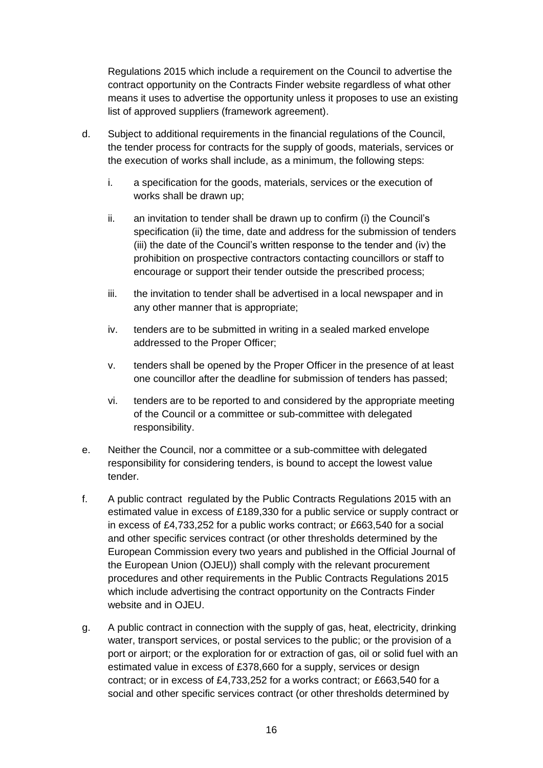Regulations 2015 which include a requirement on the Council to advertise the contract opportunity on the Contracts Finder website regardless of what other means it uses to advertise the opportunity unless it proposes to use an existing list of approved suppliers (framework agreement).

d. Subject to additional requirements in the financial regulations of the Council, the tender process for contracts for the supply of goods, materials, services or the execution of works shall include, as a minimum, the following steps:

   i. a specification for the goods, materials, services or the execution of works shall be drawn up;

   ii. an invitation to tender shall be drawn up to confirm (i) the Council's specification (ii) the time, date and address for the submission of tenders (iii) the date of the Council's written response to the tender and (iv) the prohibition on prospective contractors contacting councillors or staff to encourage or support their tender outside the prescribed process;

   iii. the invitation to tender shall be advertised in a local newspaper and in any other manner that is appropriate;

   iv. tenders are to be submitted in writing in a sealed marked envelope addressed to the Proper Officer;

   v. tenders shall be opened by the Proper Officer in the presence of at least one councillor after the deadline for submission of tenders has passed;

   vi. tenders are to be reported to and considered by the appropriate meeting of the Council or a committee or sub-committee with delegated responsibility.

e. Neither the Council, nor a committee or a sub-committee with delegated responsibility for considering tenders, is bound to accept the lowest value tender.

f. A public contract regulated by the Public Contracts Regulations 2015 with an estimated value in excess of £189,330 for a public service or supply contract or in excess of £4,733,252 for a public works contract; or £663,540 for a social and other specific services contract (or other thresholds determined by the European Commission every two years and published in the Official Journal of the European Union (OJEU)) shall comply with the relevant procurement procedures and other requirements in the Public Contracts Regulations 2015 which include advertising the contract opportunity on the Contracts Finder website and in OJEU.

g. A public contract in connection with the supply of gas, heat, electricity, drinking water, transport services, or postal services to the public; or the provision of a port or airport; or the exploration for or extraction of gas, oil or solid fuel with an estimated value in excess of £378,660 for a supply, services or design contract; or in excess of £4,733,252 for a works contract; or £663,540 for a social and other specific services contract (or other thresholds determined by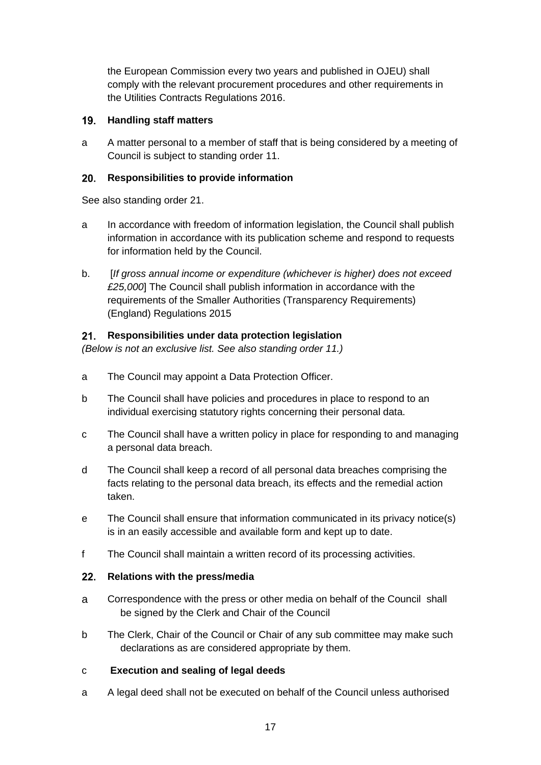the European Commission every two years and published in OJEU) shall comply with the relevant procurement procedures and other requirements in the Utilities Contracts Regulations 2016.

## 19. Handling staff matters

a A matter personal to a member of staff that is being considered by a meeting of Council is subject to standing order 11.

## 20. Responsibilities to provide information

See also standing order 21.

a In accordance with freedom of information legislation, the Council shall publish information in accordance with its publication scheme and respond to requests for information held by the Council.

b. [*If gross annual income or expenditure (whichever is higher) does not exceed £25,000*] The Council shall publish information in accordance with the requirements of the Smaller Authorities (Transparency Requirements) (England) Regulations 2015

## 21. Responsibilities under data protection legislation

*(Below is not an exclusive list. See also standing order 11.)*

a The Council may appoint a Data Protection Officer.

b The Council shall have policies and procedures in place to respond to an individual exercising statutory rights concerning their personal data.

c The Council shall have a written policy in place for responding to and managing a personal data breach.

d The Council shall keep a record of all personal data breaches comprising the facts relating to the personal data breach, its effects and the remedial action taken.

e The Council shall ensure that information communicated in its privacy notice(s) is in an easily accessible and available form and kept up to date.

f The Council shall maintain a written record of its processing activities.

## 22. Relations with the press/media

a Correspondence with the press or other media on behalf of the Council shall be signed by the Clerk and Chair of the Council

b The Clerk, Chair of the Council or Chair of any sub committee may make such declarations as are considered appropriate by them.

## c Execution and sealing of legal deeds

a A legal deed shall not be executed on behalf of the Council unless authorised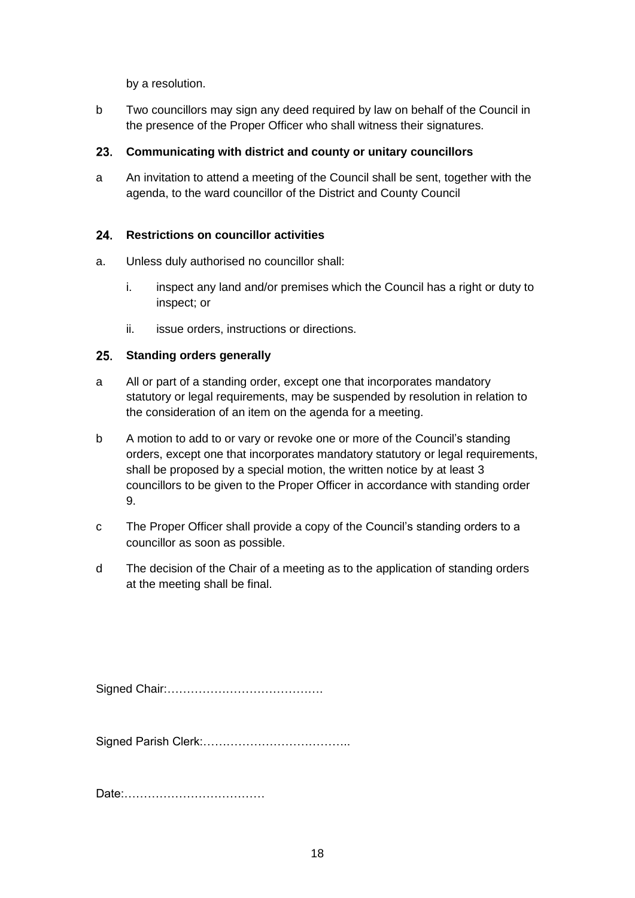by a resolution.

b Two councillors may sign any deed required by law on behalf of the Council in the presence of the Proper Officer who shall witness their signatures.

## 23. Communicating with district and county or unitary councillors

a An invitation to attend a meeting of the Council shall be sent, together with the agenda, to the ward councillor of the District and County Council

## 24. Restrictions on councillor activities

a. Unless duly authorised no councillor shall:

   i. inspect any land and/or premises which the Council has a right or duty to inspect; or

   ii. issue orders, instructions or directions.

## 25. Standing orders generally

a All or part of a standing order, except one that incorporates mandatory statutory or legal requirements, may be suspended by resolution in relation to the consideration of an item on the agenda for a meeting.

b A motion to add to or vary or revoke one or more of the Council's standing orders, except one that incorporates mandatory statutory or legal requirements, shall be proposed by a special motion, the written notice by at least 3 councillors to be given to the Proper Officer in accordance with standing order 9.

c The Proper Officer shall provide a copy of the Council's standing orders to a councillor as soon as possible.

d The decision of the Chair of a meeting as to the application of standing orders at the meeting shall be final.

Signed Chair:…………………………………

Signed Parish Clerk:………………………………..

Date:………………………………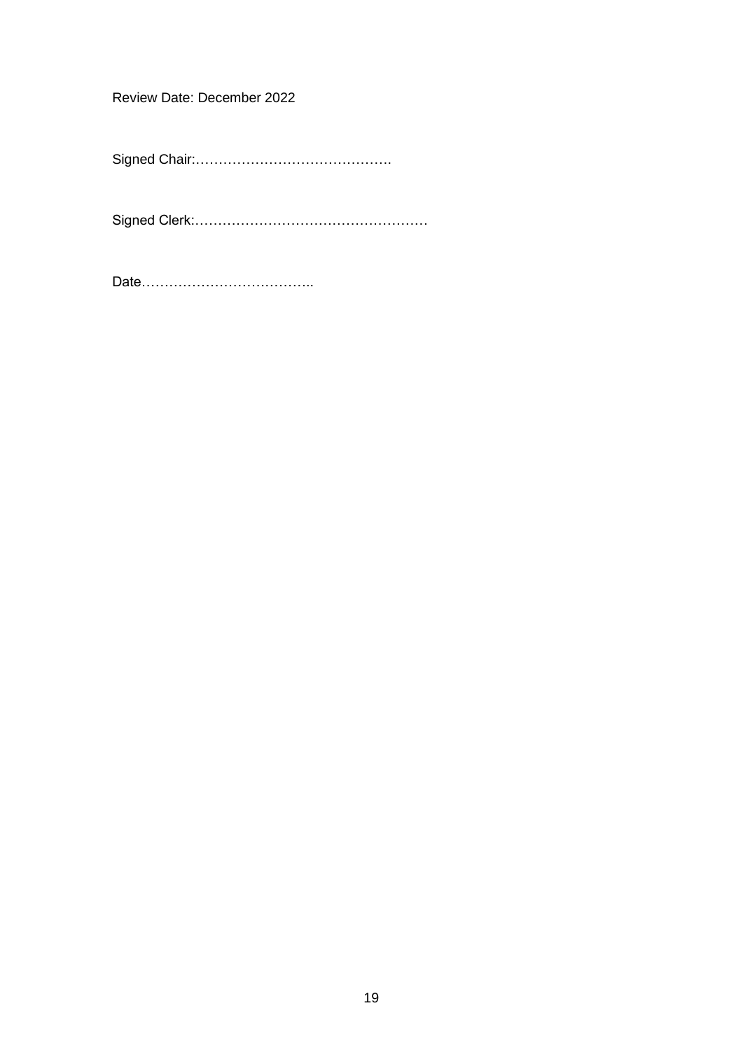Review Date: December 2022

Signed Chair:…………………………………….

Signed Clerk:……………………………………………

Date………………………………..